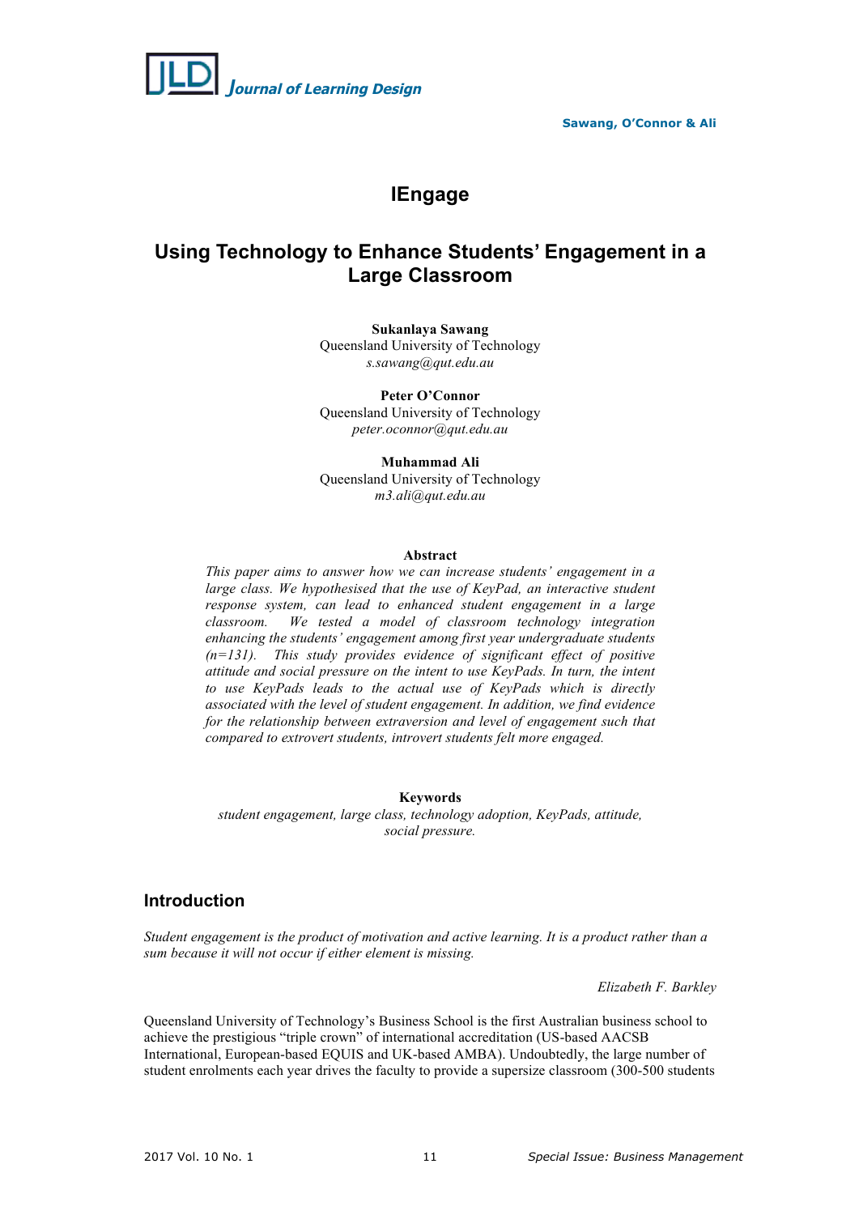# IEngage

## Using Technology to Enhance Students' Engagement in a Large Classroom

**Sukanlaya Sawang**
Queensland University of Technology
*s.sawang@qut.edu.au*

**Peter O'Connor**
Queensland University of Technology
*peter.oconnor@qut.edu.au*

**Muhammad Ali**
Queensland University of Technology
*m3.ali@qut.edu.au*

### Abstract

*This paper aims to answer how we can increase students' engagement in a large class. We hypothesised that the use of KeyPad, an interactive student response system, can lead to enhanced student engagement in a large classroom. We tested a model of classroom technology integration enhancing the students' engagement among first year undergraduate students (n=131). This study provides evidence of significant effect of positive attitude and social pressure on the intent to use KeyPads. In turn, the intent to use KeyPads leads to the actual use of KeyPads which is directly associated with the level of student engagement. In addition, we find evidence for the relationship between extraversion and level of engagement such that compared to extrovert students, introvert students felt more engaged.*

### Keywords

*student engagement, large class, technology adoption, KeyPads, attitude, social pressure.*

## Introduction

*Student engagement is the product of motivation and active learning. It is a product rather than a sum because it will not occur if either element is missing.*

*Elizabeth F. Barkley*

Queensland University of Technology's Business School is the first Australian business school to achieve the prestigious "triple crown" of international accreditation (US-based AACSB International, European-based EQUIS and UK-based AMBA). Undoubtedly, the large number of student enrolments each year drives the faculty to provide a supersize classroom (300-500 students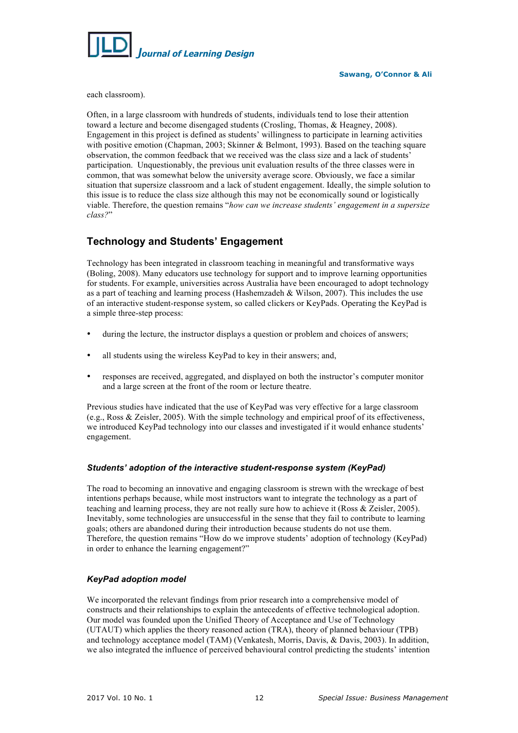each classroom).

Often, in a large classroom with hundreds of students, individuals tend to lose their attention toward a lecture and become disengaged students (Crosling, Thomas, & Heagney, 2008). Engagement in this project is defined as students' willingness to participate in learning activities with positive emotion (Chapman, 2003; Skinner & Belmont, 1993). Based on the teaching square observation, the common feedback that we received was the class size and a lack of students' participation. Unquestionably, the previous unit evaluation results of the three classes were in common, that was somewhat below the university average score. Obviously, we face a similar situation that supersize classroom and a lack of student engagement. Ideally, the simple solution to this issue is to reduce the class size although this may not be economically sound or logistically viable. Therefore, the question remains "*how can we increase students' engagement in a supersize class?*"

## Technology and Students' Engagement

Technology has been integrated in classroom teaching in meaningful and transformative ways (Boling, 2008). Many educators use technology for support and to improve learning opportunities for students. For example, universities across Australia have been encouraged to adopt technology as a part of teaching and learning process (Hashemzadeh & Wilson, 2007). This includes the use of an interactive student-response system, so called clickers or KeyPads. Operating the KeyPad is a simple three-step process:

- during the lecture, the instructor displays a question or problem and choices of answers;
- all students using the wireless KeyPad to key in their answers; and,
- responses are received, aggregated, and displayed on both the instructor's computer monitor and a large screen at the front of the room or lecture theatre.

Previous studies have indicated that the use of KeyPad was very effective for a large classroom (e.g., Ross & Zeisler, 2005). With the simple technology and empirical proof of its effectiveness, we introduced KeyPad technology into our classes and investigated if it would enhance students' engagement.

### *Students' adoption of the interactive student-response system (KeyPad)*

The road to becoming an innovative and engaging classroom is strewn with the wreckage of best intentions perhaps because, while most instructors want to integrate the technology as a part of teaching and learning process, they are not really sure how to achieve it (Ross & Zeisler, 2005). Inevitably, some technologies are unsuccessful in the sense that they fail to contribute to learning goals; others are abandoned during their introduction because students do not use them. Therefore, the question remains "How do we improve students' adoption of technology (KeyPad) in order to enhance the learning engagement?"

### *KeyPad adoption model*

We incorporated the relevant findings from prior research into a comprehensive model of constructs and their relationships to explain the antecedents of effective technological adoption. Our model was founded upon the Unified Theory of Acceptance and Use of Technology (UTAUT) which applies the theory reasoned action (TRA), theory of planned behaviour (TPB) and technology acceptance model (TAM) (Venkatesh, Morris, Davis, & Davis, 2003). In addition, we also integrated the influence of perceived behavioural control predicting the students' intention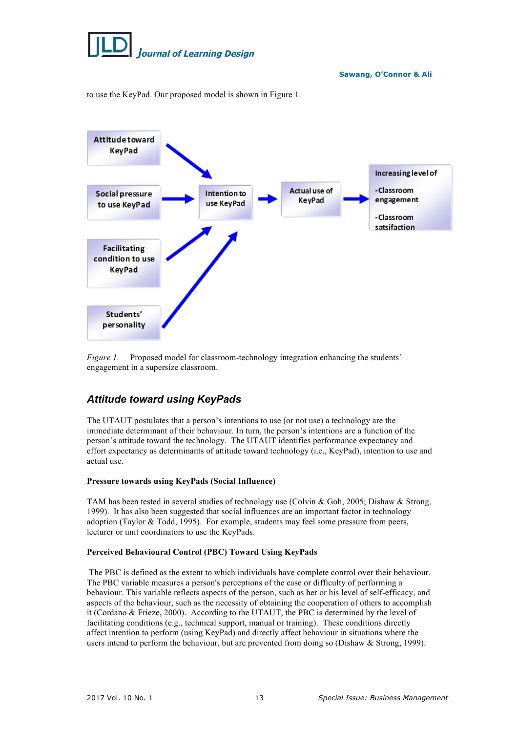to use the KeyPad. Our proposed model is shown in Figure 1.

*Figure 1.* Proposed model for classroom-technology integration enhancing the students' engagement in a supersize classroom.

## *Attitude toward using KeyPads*

The UTAUT postulates that a person's intentions to use (or not use) a technology are the immediate determinant of their behaviour. In turn, the person's intentions are a function of the person's attitude toward the technology. The UTAUT identifies performance expectancy and effort expectancy as determinants of attitude toward technology (i.e., KeyPad), intention to use and actual use.

**Pressure towards using KeyPads (Social Influence)**

TAM has been tested in several studies of technology use (Colvin & Goh, 2005; Dishaw & Strong, 1999). It has also been suggested that social influences are an important factor in technology adoption (Taylor & Todd, 1995). For example, students may feel some pressure from peers, lecturer or unit coordinators to use the KeyPads.

**Perceived Behavioural Control (PBC) Toward Using KeyPads**

The PBC is defined as the extent to which individuals have complete control over their behaviour. The PBC variable measures a person's perceptions of the ease or difficulty of performing a behaviour. This variable reflects aspects of the person, such as her or his level of self-efficacy, and aspects of the behaviour, such as the necessity of obtaining the cooperation of others to accomplish it (Cordano & Frieze, 2000). According to the UTAUT, the PBC is determined by the level of facilitating conditions (e.g., technical support, manual or training). These conditions directly affect intention to perform (using KeyPad) and directly affect behaviour in situations where the users intend to perform the behaviour, but are prevented from doing so (Dishaw & Strong, 1999).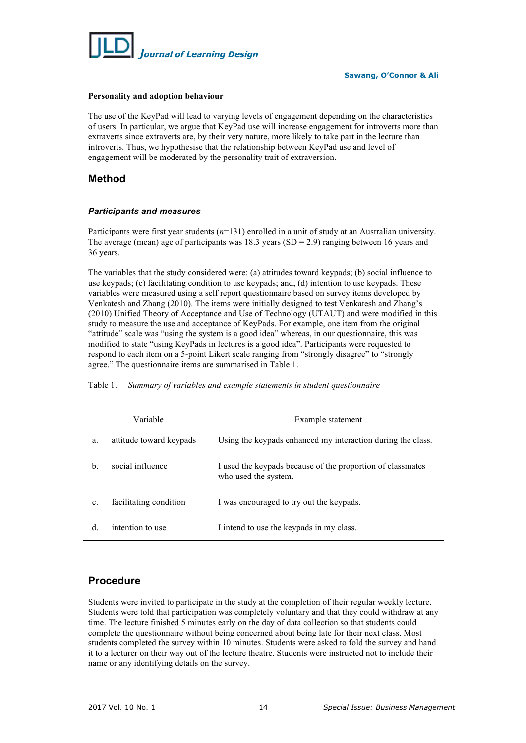**Personality and adoption behaviour**

The use of the KeyPad will lead to varying levels of engagement depending on the characteristics of users. In particular, we argue that KeyPad use will increase engagement for introverts more than extraverts since extraverts are, by their very nature, more likely to take part in the lecture than introverts. Thus, we hypothesise that the relationship between KeyPad use and level of engagement will be moderated by the personality trait of extraversion.

## Method

### *Participants and measures*

Participants were first year students (*n*=131) enrolled in a unit of study at an Australian university. The average (mean) age of participants was 18.3 years (SD = 2.9) ranging between 16 years and 36 years.

The variables that the study considered were: (a) attitudes toward keypads; (b) social influence to use keypads; (c) facilitating condition to use keypads; and, (d) intention to use keypads. These variables were measured using a self report questionnaire based on survey items developed by Venkatesh and Zhang (2010). The items were initially designed to test Venkatesh and Zhang's (2010) Unified Theory of Acceptance and Use of Technology (UTAUT) and were modified in this study to measure the use and acceptance of KeyPads. For example, one item from the original "attitude" scale was "using the system is a good idea" whereas, in our questionnaire, this was modified to state "using KeyPads in lectures is a good idea". Participants were requested to respond to each item on a 5-point Likert scale ranging from "strongly disagree" to "strongly agree." The questionnaire items are summarised in Table 1.

Table 1. *Summary of variables and example statements in student questionnaire*

| | Variable | Example statement |
|---|---|---|
| a. | attitude toward keypads | Using the keypads enhanced my interaction during the class. |
| b. | social influence | I used the keypads because of the proportion of classmates who used the system. |
| c. | facilitating condition | I was encouraged to try out the keypads. |
| d. | intention to use | I intend to use the keypads in my class. |

## Procedure

Students were invited to participate in the study at the completion of their regular weekly lecture. Students were told that participation was completely voluntary and that they could withdraw at any time. The lecture finished 5 minutes early on the day of data collection so that students could complete the questionnaire without being concerned about being late for their next class. Most students completed the survey within 10 minutes. Students were asked to fold the survey and hand it to a lecturer on their way out of the lecture theatre. Students were instructed not to include their name or any identifying details on the survey.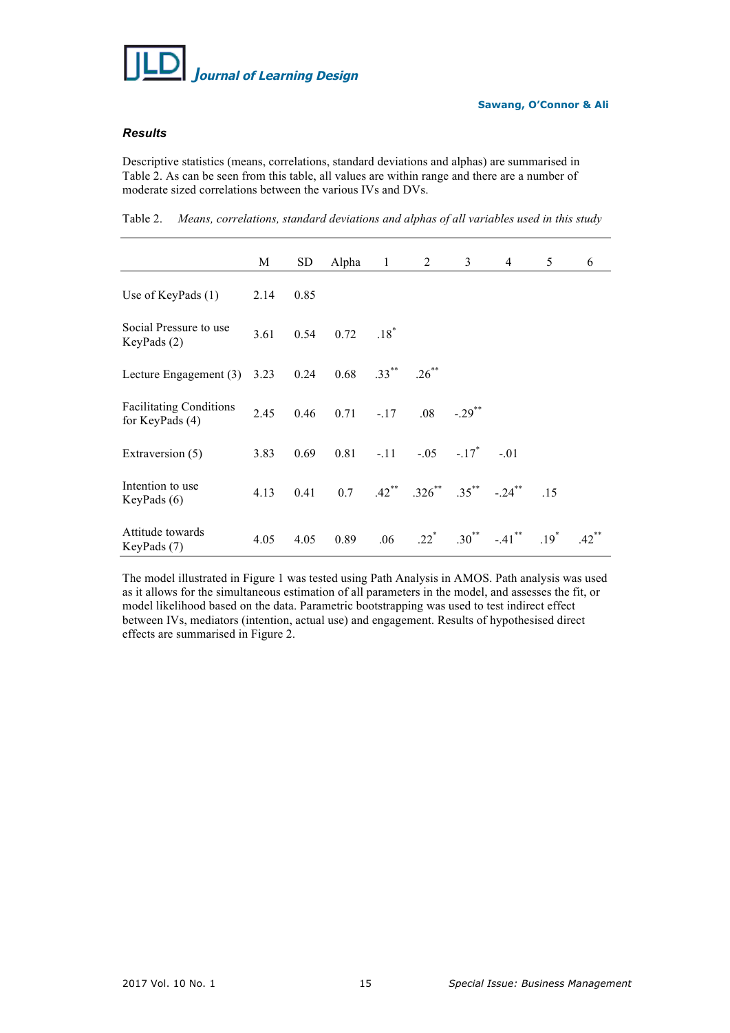### *Results*

Descriptive statistics (means, correlations, standard deviations and alphas) are summarised in Table 2. As can be seen from this table, all values are within range and there are a number of moderate sized correlations between the various IVs and DVs.

Table 2. *Means, correlations, standard deviations and alphas of all variables used in this study*

| | M | SD | Alpha | 1 | 2 | 3 | 4 | 5 | 6 |
|---|---|---|---|---|---|---|---|---|---|
| Use of KeyPads (1) | 2.14 | 0.85 | | | | | | | |
| Social Pressure to use KeyPads (2) | 3.61 | 0.54 | 0.72 | .18* | | | | | |
| Lecture Engagement (3) | 3.23 | 0.24 | 0.68 | .33** | .26** | | | | |
| Facilitating Conditions for KeyPads (4) | 2.45 | 0.46 | 0.71 | -.17 | .08 | -.29** | | | |
| Extraversion (5) | 3.83 | 0.69 | 0.81 | -.11 | -.05 | -.17* | -.01 | | |
| Intention to use KeyPads (6) | 4.13 | 0.41 | 0.7 | .42** | .326** | .35** | -.24** | .15 | |
| Attitude towards KeyPads (7) | 4.05 | 4.05 | 0.89 | .06 | .22* | .30** | -.41** | .19* | .42** |

The model illustrated in Figure 1 was tested using Path Analysis in AMOS. Path analysis was used as it allows for the simultaneous estimation of all parameters in the model, and assesses the fit, or model likelihood based on the data. Parametric bootstrapping was used to test indirect effect between IVs, mediators (intention, actual use) and engagement. Results of hypothesised direct effects are summarised in Figure 2.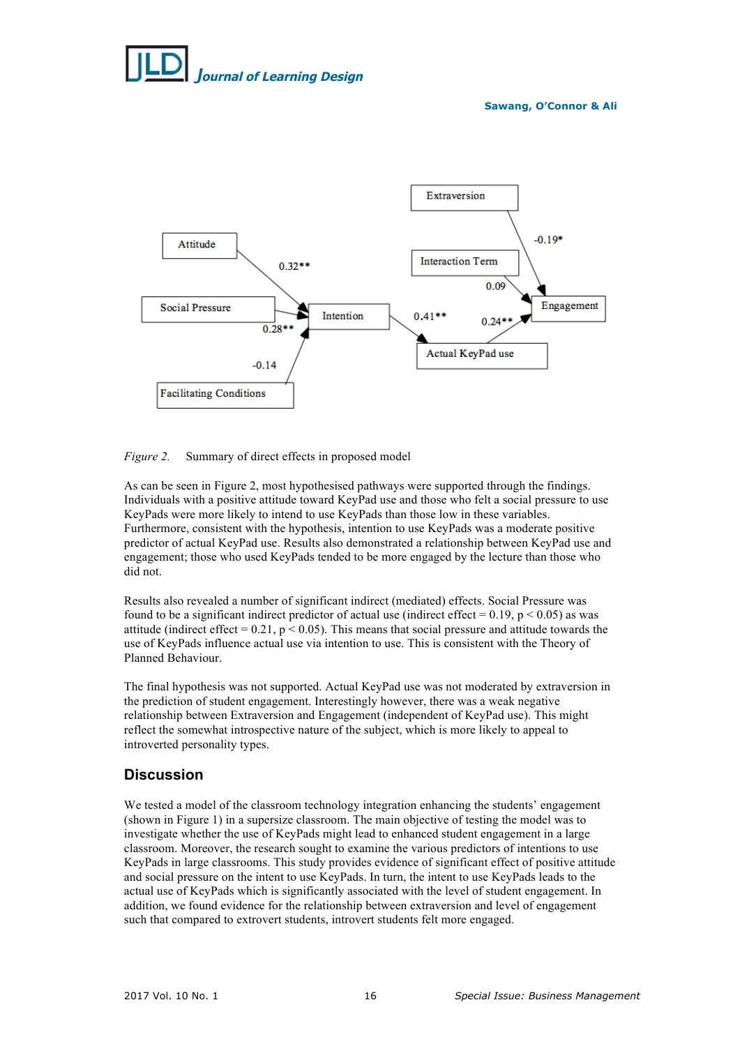*Figure 2.* Summary of direct effects in proposed model

As can be seen in Figure 2, most hypothesised pathways were supported through the findings. Individuals with a positive attitude toward KeyPad use and those who felt a social pressure to use KeyPads were more likely to intend to use KeyPads than those low in these variables. Furthermore, consistent with the hypothesis, intention to use KeyPads was a moderate positive predictor of actual KeyPad use. Results also demonstrated a relationship between KeyPad use and engagement; those who used KeyPads tended to be more engaged by the lecture than those who did not.

Results also revealed a number of significant indirect (mediated) effects. Social Pressure was found to be a significant indirect predictor of actual use (indirect effect = 0.19, $p < 0.05$) as was attitude (indirect effect = 0.21, $p < 0.05$). This means that social pressure and attitude towards the use of KeyPads influence actual use via intention to use. This is consistent with the Theory of Planned Behaviour.

The final hypothesis was not supported. Actual KeyPad use was not moderated by extraversion in the prediction of student engagement. Interestingly however, there was a weak negative relationship between Extraversion and Engagement (independent of KeyPad use). This might reflect the somewhat introspective nature of the subject, which is more likely to appeal to introverted personality types.

## Discussion

We tested a model of the classroom technology integration enhancing the students' engagement (shown in Figure 1) in a supersize classroom. The main objective of testing the model was to investigate whether the use of KeyPads might lead to enhanced student engagement in a large classroom. Moreover, the research sought to examine the various predictors of intentions to use KeyPads in large classrooms. This study provides evidence of significant effect of positive attitude and social pressure on the intent to use KeyPads. In turn, the intent to use KeyPads leads to the actual use of KeyPads which is significantly associated with the level of student engagement. In addition, we found evidence for the relationship between extraversion and level of engagement such that compared to extrovert students, introvert students felt more engaged.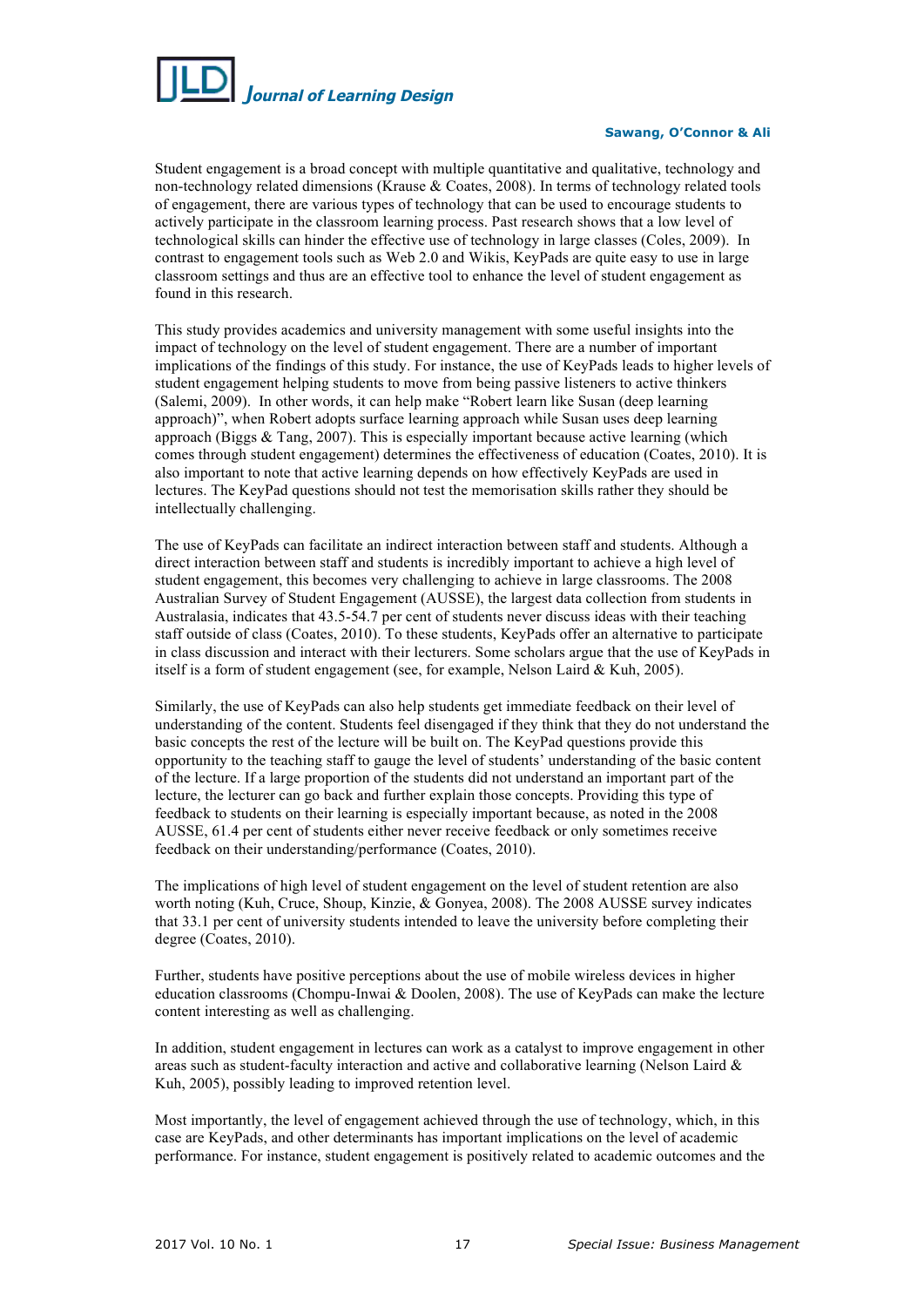Student engagement is a broad concept with multiple quantitative and qualitative, technology and non-technology related dimensions (Krause & Coates, 2008). In terms of technology related tools of engagement, there are various types of technology that can be used to encourage students to actively participate in the classroom learning process. Past research shows that a low level of technological skills can hinder the effective use of technology in large classes (Coles, 2009). In contrast to engagement tools such as Web 2.0 and Wikis, KeyPads are quite easy to use in large classroom settings and thus are an effective tool to enhance the level of student engagement as found in this research.

This study provides academics and university management with some useful insights into the impact of technology on the level of student engagement. There are a number of important implications of the findings of this study. For instance, the use of KeyPads leads to higher levels of student engagement helping students to move from being passive listeners to active thinkers (Salemi, 2009). In other words, it can help make "Robert learn like Susan (deep learning approach)", when Robert adopts surface learning approach while Susan uses deep learning approach (Biggs & Tang, 2007). This is especially important because active learning (which comes through student engagement) determines the effectiveness of education (Coates, 2010). It is also important to note that active learning depends on how effectively KeyPads are used in lectures. The KeyPad questions should not test the memorisation skills rather they should be intellectually challenging.

The use of KeyPads can facilitate an indirect interaction between staff and students. Although a direct interaction between staff and students is incredibly important to achieve a high level of student engagement, this becomes very challenging to achieve in large classrooms. The 2008 Australian Survey of Student Engagement (AUSSE), the largest data collection from students in Australasia, indicates that 43.5-54.7 per cent of students never discuss ideas with their teaching staff outside of class (Coates, 2010). To these students, KeyPads offer an alternative to participate in class discussion and interact with their lecturers. Some scholars argue that the use of KeyPads in itself is a form of student engagement (see, for example, Nelson Laird & Kuh, 2005).

Similarly, the use of KeyPads can also help students get immediate feedback on their level of understanding of the content. Students feel disengaged if they think that they do not understand the basic concepts the rest of the lecture will be built on. The KeyPad questions provide this opportunity to the teaching staff to gauge the level of students' understanding of the basic content of the lecture. If a large proportion of the students did not understand an important part of the lecture, the lecturer can go back and further explain those concepts. Providing this type of feedback to students on their learning is especially important because, as noted in the 2008 AUSSE, 61.4 per cent of students either never receive feedback or only sometimes receive feedback on their understanding/performance (Coates, 2010).

The implications of high level of student engagement on the level of student retention are also worth noting (Kuh, Cruce, Shoup, Kinzie, & Gonyea, 2008). The 2008 AUSSE survey indicates that 33.1 per cent of university students intended to leave the university before completing their degree (Coates, 2010).

Further, students have positive perceptions about the use of mobile wireless devices in higher education classrooms (Chompu-Inwai & Doolen, 2008). The use of KeyPads can make the lecture content interesting as well as challenging.

In addition, student engagement in lectures can work as a catalyst to improve engagement in other areas such as student-faculty interaction and active and collaborative learning (Nelson Laird & Kuh, 2005), possibly leading to improved retention level.

Most importantly, the level of engagement achieved through the use of technology, which, in this case are KeyPads, and other determinants has important implications on the level of academic performance. For instance, student engagement is positively related to academic outcomes and the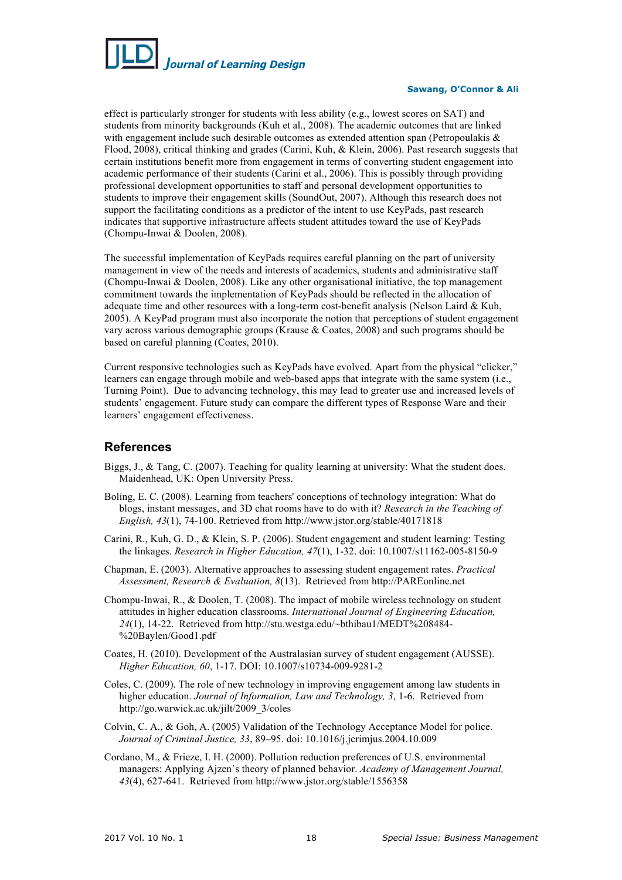effect is particularly stronger for students with less ability (e.g., lowest scores on SAT) and students from minority backgrounds (Kuh et al., 2008). The academic outcomes that are linked with engagement include such desirable outcomes as extended attention span (Petropoulakis & Flood, 2008), critical thinking and grades (Carini, Kuh, & Klein, 2006). Past research suggests that certain institutions benefit more from engagement in terms of converting student engagement into academic performance of their students (Carini et al., 2006). This is possibly through providing professional development opportunities to staff and personal development opportunities to students to improve their engagement skills (SoundOut, 2007). Although this research does not support the facilitating conditions as a predictor of the intent to use KeyPads, past research indicates that supportive infrastructure affects student attitudes toward the use of KeyPads (Chompu-Inwai & Doolen, 2008).

The successful implementation of KeyPads requires careful planning on the part of university management in view of the needs and interests of academics, students and administrative staff (Chompu-Inwai & Doolen, 2008). Like any other organisational initiative, the top management commitment towards the implementation of KeyPads should be reflected in the allocation of adequate time and other resources with a long-term cost-benefit analysis (Nelson Laird & Kuh, 2005). A KeyPad program must also incorporate the notion that perceptions of student engagement vary across various demographic groups (Krause & Coates, 2008) and such programs should be based on careful planning (Coates, 2010).

Current responsive technologies such as KeyPads have evolved. Apart from the physical "clicker," learners can engage through mobile and web-based apps that integrate with the same system (i.e., Turning Point). Due to advancing technology, this may lead to greater use and increased levels of students' engagement. Future study can compare the different types of Response Ware and their learners' engagement effectiveness.

## References

Biggs, J., & Tang, C. (2007). Teaching for quality learning at university: What the student does. Maidenhead, UK: Open University Press.

Boling, E. C. (2008). Learning from teachers' conceptions of technology integration: What do blogs, instant messages, and 3D chat rooms have to do with it? *Research in the Teaching of English, 43*(1), 74-100. Retrieved from http://www.jstor.org/stable/40171818

Carini, R., Kuh, G. D., & Klein, S. P. (2006). Student engagement and student learning: Testing the linkages. *Research in Higher Education, 47*(1), 1-32. doi: 10.1007/s11162-005-8150-9

Chapman, E. (2003). Alternative approaches to assessing student engagement rates. *Practical Assessment, Research & Evaluation, 8*(13). Retrieved from http://PAREonline.net

Chompu-Inwai, R., & Doolen, T. (2008). The impact of mobile wireless technology on student attitudes in higher education classrooms. *International Journal of Engineering Education, 24*(1), 14-22. Retrieved from http://stu.westga.edu/~bthibau1/MEDT%208484-%20Baylen/Good1.pdf

Coates, H. (2010). Development of the Australasian survey of student engagement (AUSSE). *Higher Education, 60*, 1-17. DOI: 10.1007/s10734-009-9281-2

Coles, C. (2009). The role of new technology in improving engagement among law students in higher education. *Journal of Information, Law and Technology, 3*, 1-6. Retrieved from http://go.warwick.ac.uk/jilt/2009_3/coles

Colvin, C. A., & Goh, A. (2005) Validation of the Technology Acceptance Model for police. *Journal of Criminal Justice, 33*, 89–95. doi: 10.1016/j.jcrimjus.2004.10.009

Cordano, M., & Frieze, I. H. (2000). Pollution reduction preferences of U.S. environmental managers: Applying Ajzen's theory of planned behavior. *Academy of Management Journal, 43*(4), 627-641. Retrieved from http://www.jstor.org/stable/1556358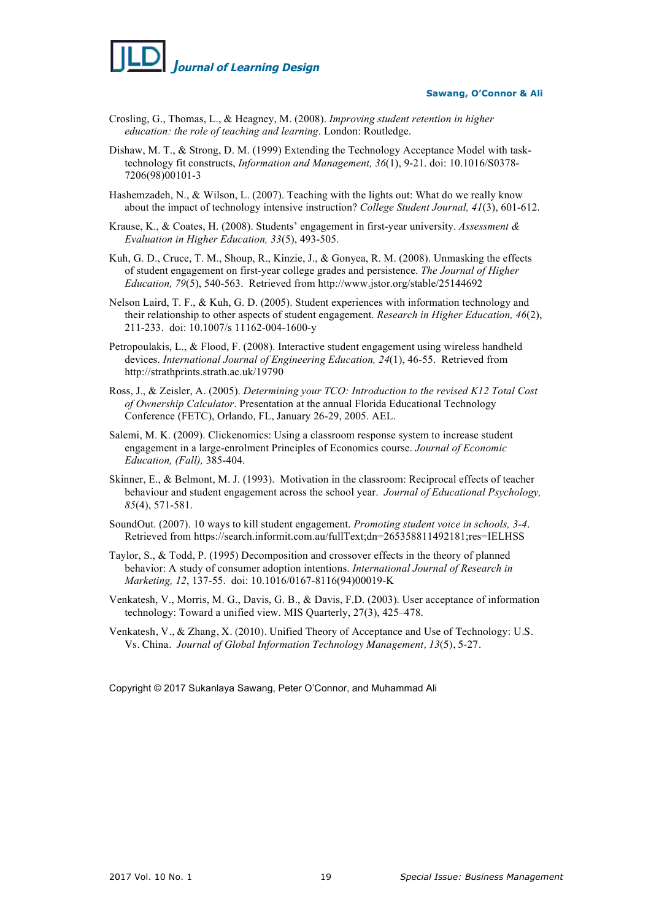Crosling, G., Thomas, L., & Heagney, M. (2008). *Improving student retention in higher education: the role of teaching and learning*. London: Routledge.

Dishaw, M. T., & Strong, D. M. (1999) Extending the Technology Acceptance Model with task-technology fit constructs, *Information and Management, 36*(1), 9-21. doi: 10.1016/S0378-7206(98)00101-3

Hashemzadeh, N., & Wilson, L. (2007). Teaching with the lights out: What do we really know about the impact of technology intensive instruction? *College Student Journal, 41*(3), 601-612.

Krause, K., & Coates, H. (2008). Students' engagement in first-year university. *Assessment & Evaluation in Higher Education, 33*(5), 493-505.

Kuh, G. D., Cruce, T. M., Shoup, R., Kinzie, J., & Gonyea, R. M. (2008). Unmasking the effects of student engagement on first-year college grades and persistence. *The Journal of Higher Education, 79*(5), 540-563. Retrieved from http://www.jstor.org/stable/25144692

Nelson Laird, T. F., & Kuh, G. D. (2005). Student experiences with information technology and their relationship to other aspects of student engagement. *Research in Higher Education, 46*(2), 211-233. doi: 10.1007/s 11162-004-1600-y

Petropoulakis, L., & Flood, F. (2008). Interactive student engagement using wireless handheld devices. *International Journal of Engineering Education, 24*(1), 46-55. Retrieved from http://strathprints.strath.ac.uk/19790

Ross, J., & Zeisler, A. (2005). *Determining your TCO: Introduction to the revised K12 Total Cost of Ownership Calculator*. Presentation at the annual Florida Educational Technology Conference (FETC), Orlando, FL, January 26-29, 2005. AEL.

Salemi, M. K. (2009). Clickenomics: Using a classroom response system to increase student engagement in a large-enrolment Principles of Economics course. *Journal of Economic Education, (Fall),* 385-404.

Skinner, E., & Belmont, M. J. (1993). Motivation in the classroom: Reciprocal effects of teacher behaviour and student engagement across the school year. *Journal of Educational Psychology, 85*(4), 571-581.

SoundOut. (2007). 10 ways to kill student engagement. *Promoting student voice in schools, 3-4*. Retrieved from https://search.informit.com.au/fullText;dn=265358811492181;res=IELHSS

Taylor, S., & Todd, P. (1995) Decomposition and crossover effects in the theory of planned behavior: A study of consumer adoption intentions. *International Journal of Research in Marketing, 12*, 137-55. doi: 10.1016/0167-8116(94)00019-K

Venkatesh, V., Morris, M. G., Davis, G. B., & Davis, F.D. (2003). User acceptance of information technology: Toward a unified view. MIS Quarterly, 27(3), 425–478.

Venkatesh, V., & Zhang, X. (2010). Unified Theory of Acceptance and Use of Technology: U.S. Vs. China. *Journal of Global Information Technology Management, 13*(5), 5-27.

Copyright © 2017 Sukanlaya Sawang, Peter O'Connor, and Muhammad Ali